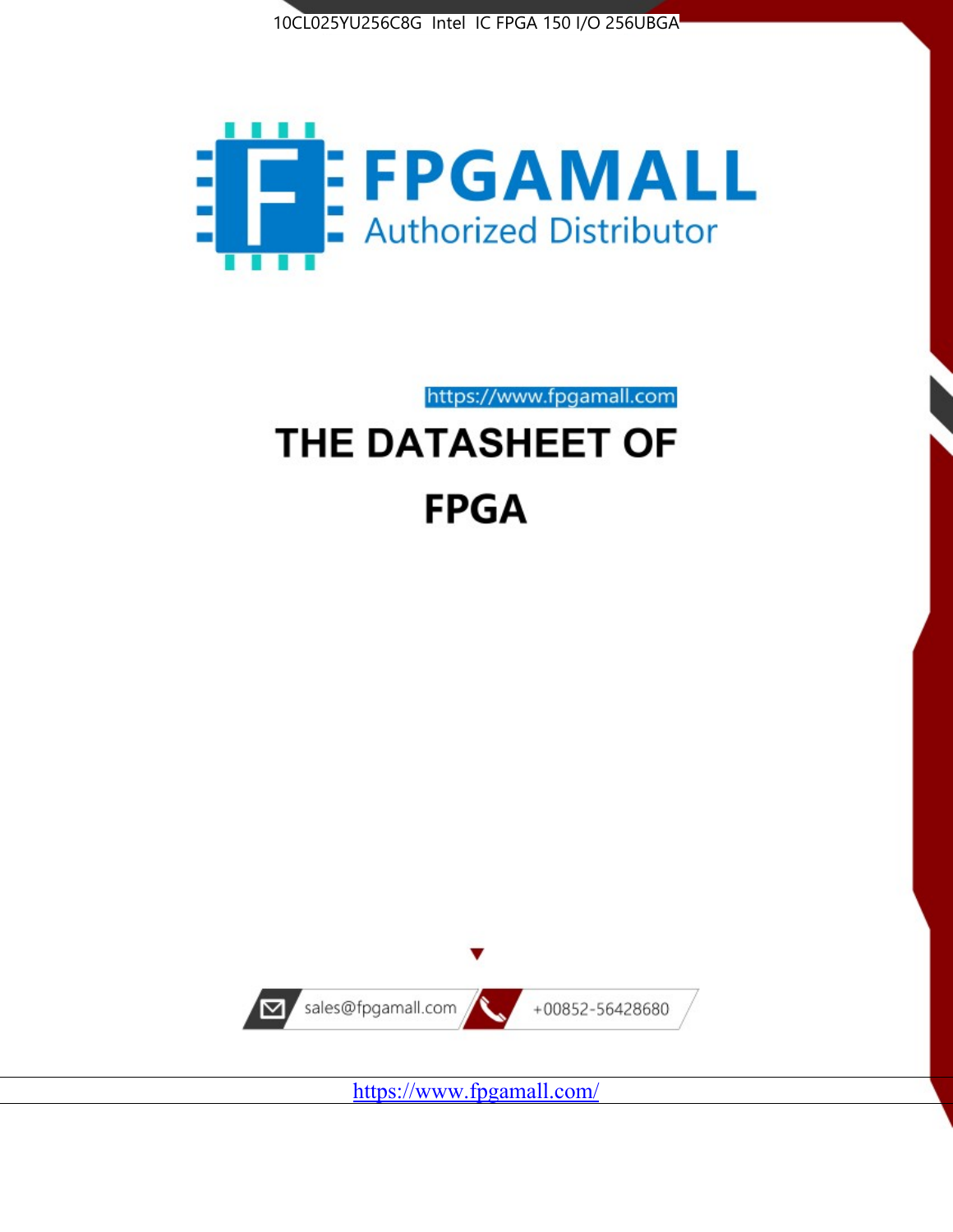10CL025YU256C8G Intel IC FPGA 150 I/O 256UBGA

FPGAMALL

Authorized Distributor

https://www.fpgamall.com

# THE DATASHEET OF

# FPGA

sales@fpgamall.com

+00852-56428680

https://www.fpgamall.com/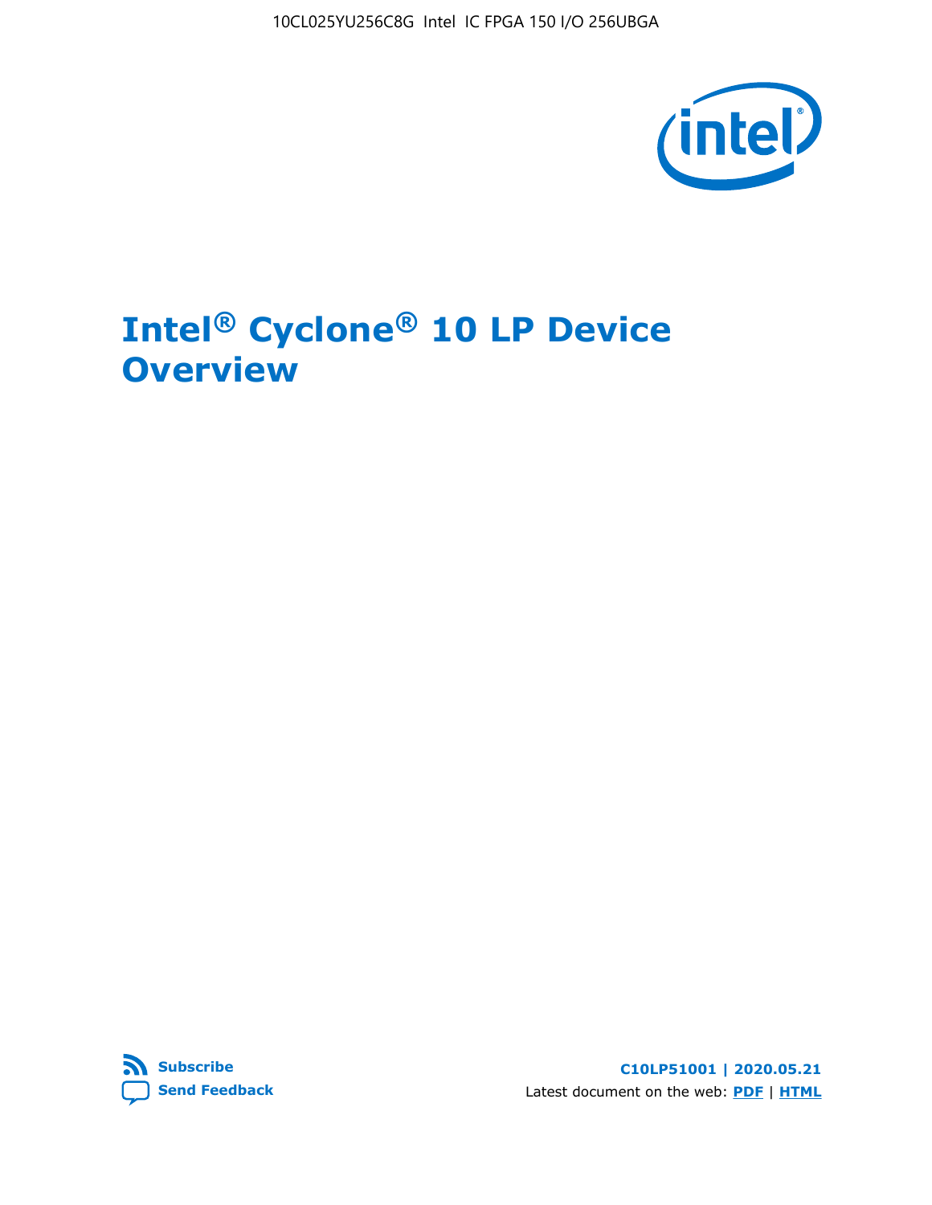# Intel® Cyclone® 10 LP Device Overview

Subscribe

Send Feedback

**C10LP51001 | 2020.05.21**

Latest document on the web: **PDF** | **HTML**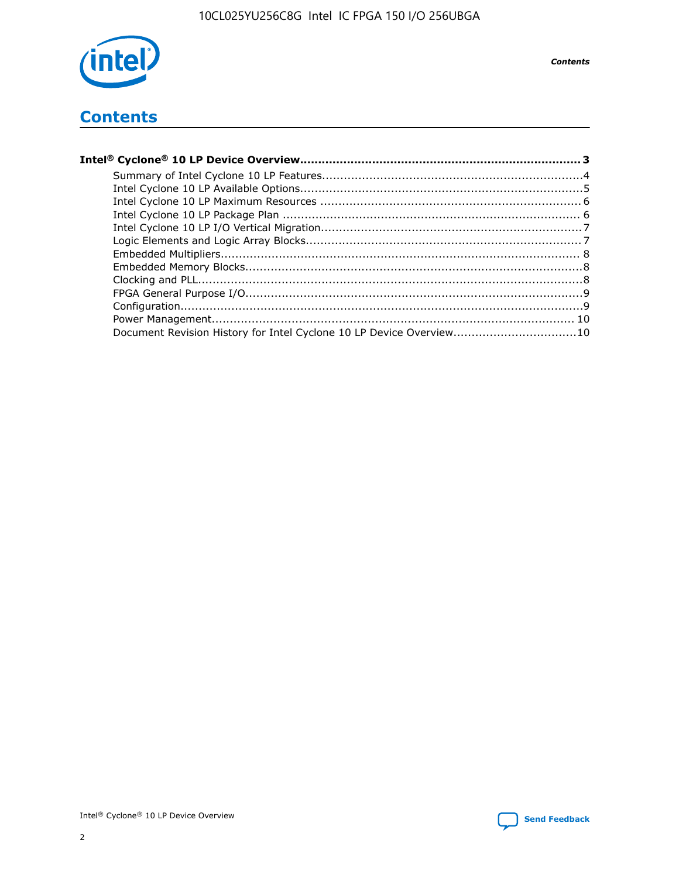# Contents

**Intel® Cyclone® 10 LP Device Overview....................................................................................3**

- Summary of Intel Cyclone 10 LP Features.......................................................................4
- Intel Cyclone 10 LP Available Options.............................................................................5
- Intel Cyclone 10 LP Maximum Resources ........................................................................6
- Intel Cyclone 10 LP Package Plan .................................................................................6
- Intel Cyclone 10 LP I/O Vertical Migration.......................................................................7
- Logic Elements and Logic Array Blocks...........................................................................7
- Embedded Multipliers..................................................................................................8
- Embedded Memory Blocks............................................................................................8
- Clocking and PLL........................................................................................................8
- FPGA General Purpose I/O............................................................................................9
- Configuration..............................................................................................................9
- Power Management.................................................................................................. 10
- Document Revision History for Intel Cyclone 10 LP Device Overview.................................10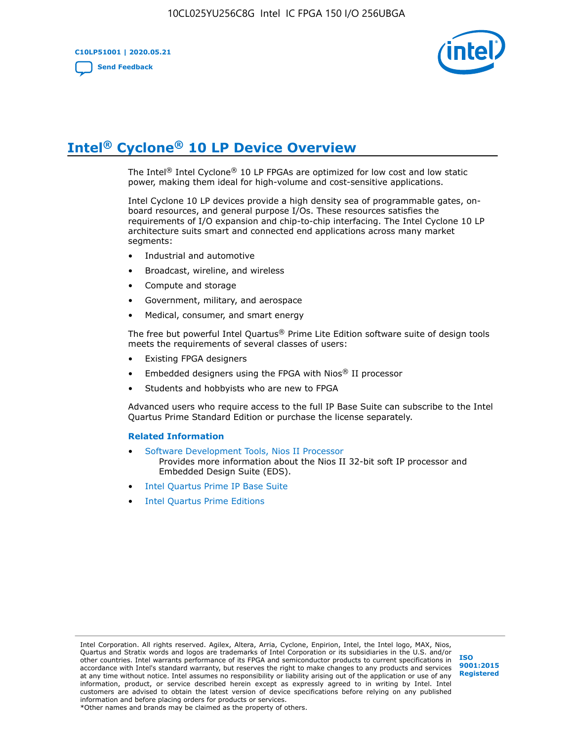# Intel® Cyclone® 10 LP Device Overview

The Intel® Intel Cyclone® 10 LP FPGAs are optimized for low cost and low static power, making them ideal for high-volume and cost-sensitive applications.

Intel Cyclone 10 LP devices provide a high density sea of programmable gates, on-board resources, and general purpose I/Os. These resources satisfies the requirements of I/O expansion and chip-to-chip interfacing. The Intel Cyclone 10 LP architecture suits smart and connected end applications across many market segments:

- Industrial and automotive
- Broadcast, wireline, and wireless
- Compute and storage
- Government, military, and aerospace
- Medical, consumer, and smart energy

The free but powerful Intel Quartus® Prime Lite Edition software suite of design tools meets the requirements of several classes of users:

- Existing FPGA designers
- Embedded designers using the FPGA with Nios® II processor
- Students and hobbyists who are new to FPGA

Advanced users who require access to the full IP Base Suite can subscribe to the Intel Quartus Prime Standard Edition or purchase the license separately.

### Related Information

- Software Development Tools, Nios II Processor
  Provides more information about the Nios II 32-bit soft IP processor and Embedded Design Suite (EDS).
- Intel Quartus Prime IP Base Suite
- Intel Quartus Prime Editions

Intel Corporation. All rights reserved. Agilex, Altera, Arria, Cyclone, Enpirion, Intel, the Intel logo, MAX, Nios, Quartus and Stratix words and logos are trademarks of Intel Corporation or its subsidiaries in the U.S. and/or other countries. Intel warrants performance of its FPGA and semiconductor products to current specifications in accordance with Intel's standard warranty, but reserves the right to make changes to any products and services at any time without notice. Intel assumes no responsibility or liability arising out of the application or use of any information, product, or service described herein except as expressly agreed to in writing by Intel. Intel customers are advised to obtain the latest version of device specifications before relying on any published information and before placing orders for products or services.
*Other names and brands may be claimed as the property of others.

ISO 9001:2015 Registered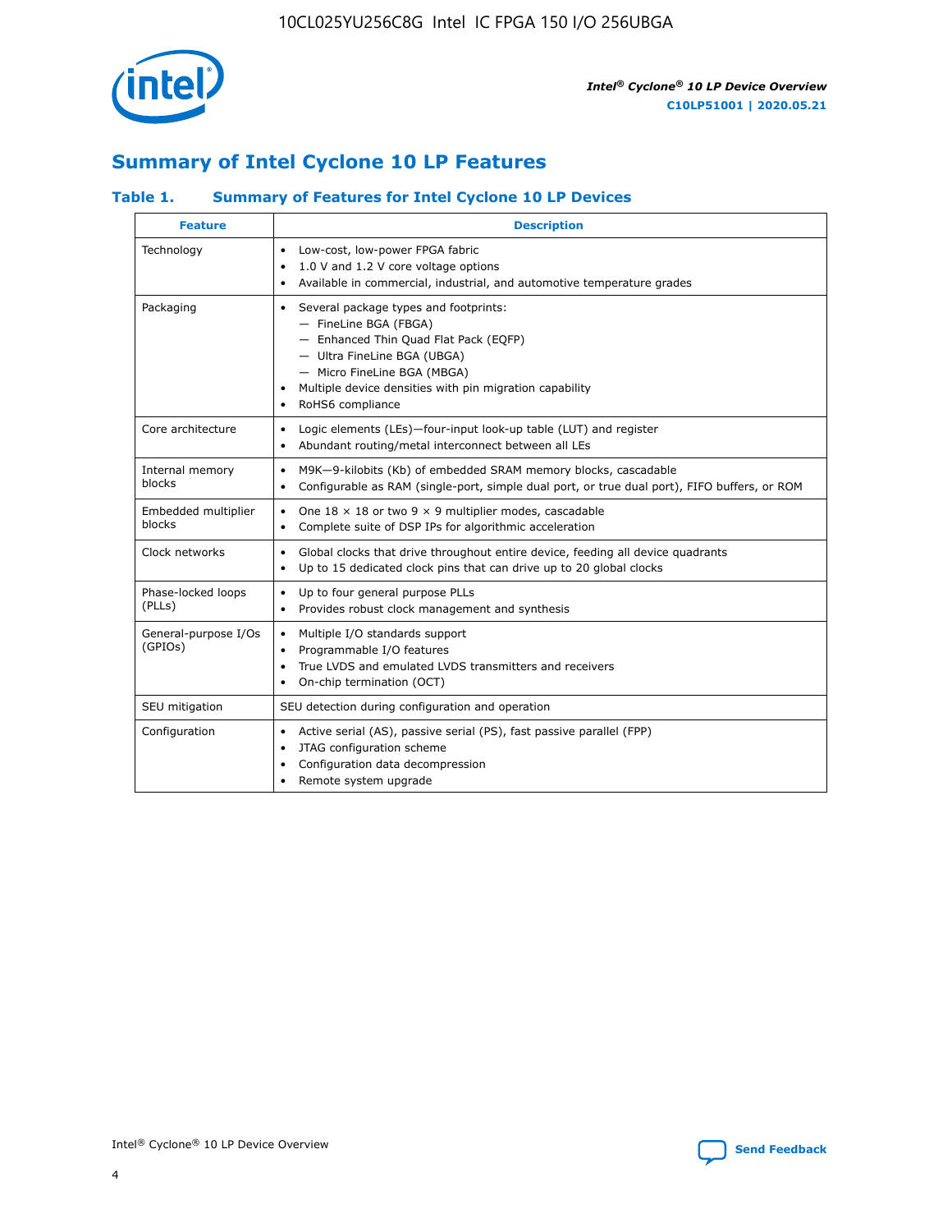## Summary of Intel Cyclone 10 LP Features

### Table 1. Summary of Features for Intel Cyclone 10 LP Devices

| Feature | Description |
| --- | --- |
| Technology | • Low-cost, low-power FPGA fabric<br>• 1.0 V and 1.2 V core voltage options<br>• Available in commercial, industrial, and automotive temperature grades |
| Packaging | • Several package types and footprints:<br>— FineLine BGA (FBGA)<br>— Enhanced Thin Quad Flat Pack (EQFP)<br>— Ultra FineLine BGA (UBGA)<br>— Micro FineLine BGA (MBGA)<br>• Multiple device densities with pin migration capability<br>• RoHS6 compliance |
| Core architecture | • Logic elements (LEs)—four-input look-up table (LUT) and register<br>• Abundant routing/metal interconnect between all LEs |
| Internal memory blocks | • M9K—9-kilobits (Kb) of embedded SRAM memory blocks, cascadable<br>• Configurable as RAM (single-port, simple dual port, or true dual port), FIFO buffers, or ROM |
| Embedded multiplier blocks | • One 18 × 18 or two 9 × 9 multiplier modes, cascadable<br>• Complete suite of DSP IPs for algorithmic acceleration |
| Clock networks | • Global clocks that drive throughout entire device, feeding all device quadrants<br>• Up to 15 dedicated clock pins that can drive up to 20 global clocks |
| Phase-locked loops (PLLs) | • Up to four general purpose PLLs<br>• Provides robust clock management and synthesis |
| General-purpose I/Os (GPIOs) | • Multiple I/O standards support<br>• Programmable I/O features<br>• True LVDS and emulated LVDS transmitters and receivers<br>• On-chip termination (OCT) |
| SEU mitigation | SEU detection during configuration and operation |
| Configuration | • Active serial (AS), passive serial (PS), fast passive parallel (FPP)<br>• JTAG configuration scheme<br>• Configuration data decompression<br>• Remote system upgrade |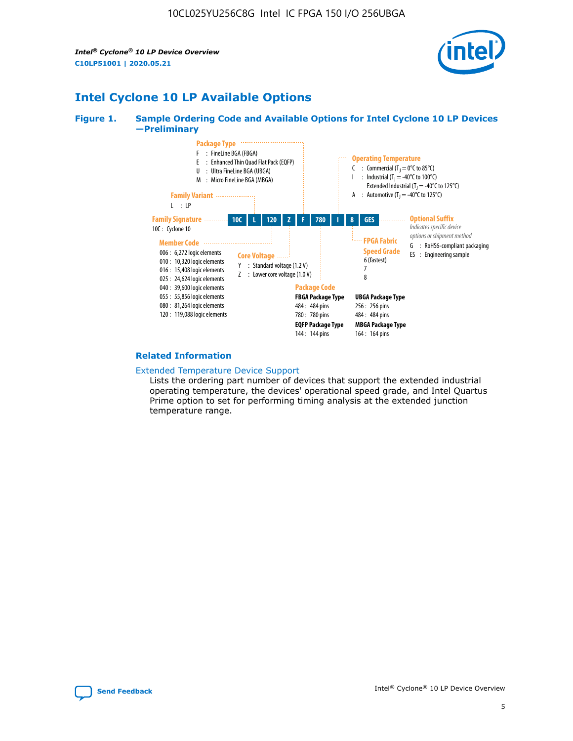## Intel Cyclone 10 LP Available Options

**Figure 1. Sample Ordering Code and Available Options for Intel Cyclone 10 LP Devices —Preliminary**

Sample ordering code: 10C | L | 120 | Z | F | 780 | I | 8 | GES

**Family Signature**
- 10C : Cyclone 10

**Family Variant**
- L : LP

**Member Code**
- 006 : 6,272 logic elements
- 010 : 10,320 logic elements
- 016 : 15,408 logic elements
- 025 : 24,624 logic elements
- 040 : 39,600 logic elements
- 055 : 55,856 logic elements
- 080 : 81,264 logic elements
- 120 : 119,088 logic elements

**Core Voltage**
- Y : Standard voltage (1.2 V)
- Z : Lower core voltage (1.0 V)

**Package Type**
- F : FineLine BGA (FBGA)
- E : Enhanced Thin Quad Flat Pack (EQFP)
- U : Ultra FineLine BGA (UBGA)
- M : Micro FineLine BGA (MBGA)

**Package Code**

FBGA Package Type
- 484 : 484 pins
- 780 : 780 pins

EQFP Package Type
- 144 : 144 pins

UBGA Package Type
- 256 : 256 pins
- 484 : 484 pins

MBGA Package Type
- 164 : 164 pins

**Operating Temperature**
- C : Commercial ($T_J$ = 0°C to 85°C)
- I : Industrial ($T_J$ = -40°C to 100°C)
  Extended Industrial ($T_J$ = -40°C to 125°C)
- A : Automotive ($T_J$ = -40°C to 125°C)

**FPGA Fabric Speed Grade**
- 6 (fastest)
- 7
- 8

**Optional Suffix**

*Indicates specific device options or shipment method*
- G : RoHS6-compliant packaging
- ES : Engineering sample

### Related Information

Extended Temperature Device Support

Lists the ordering part number of devices that support the extended industrial operating temperature, the devices' operational speed grade, and Intel Quartus Prime option to set for performing timing analysis at the extended junction temperature range.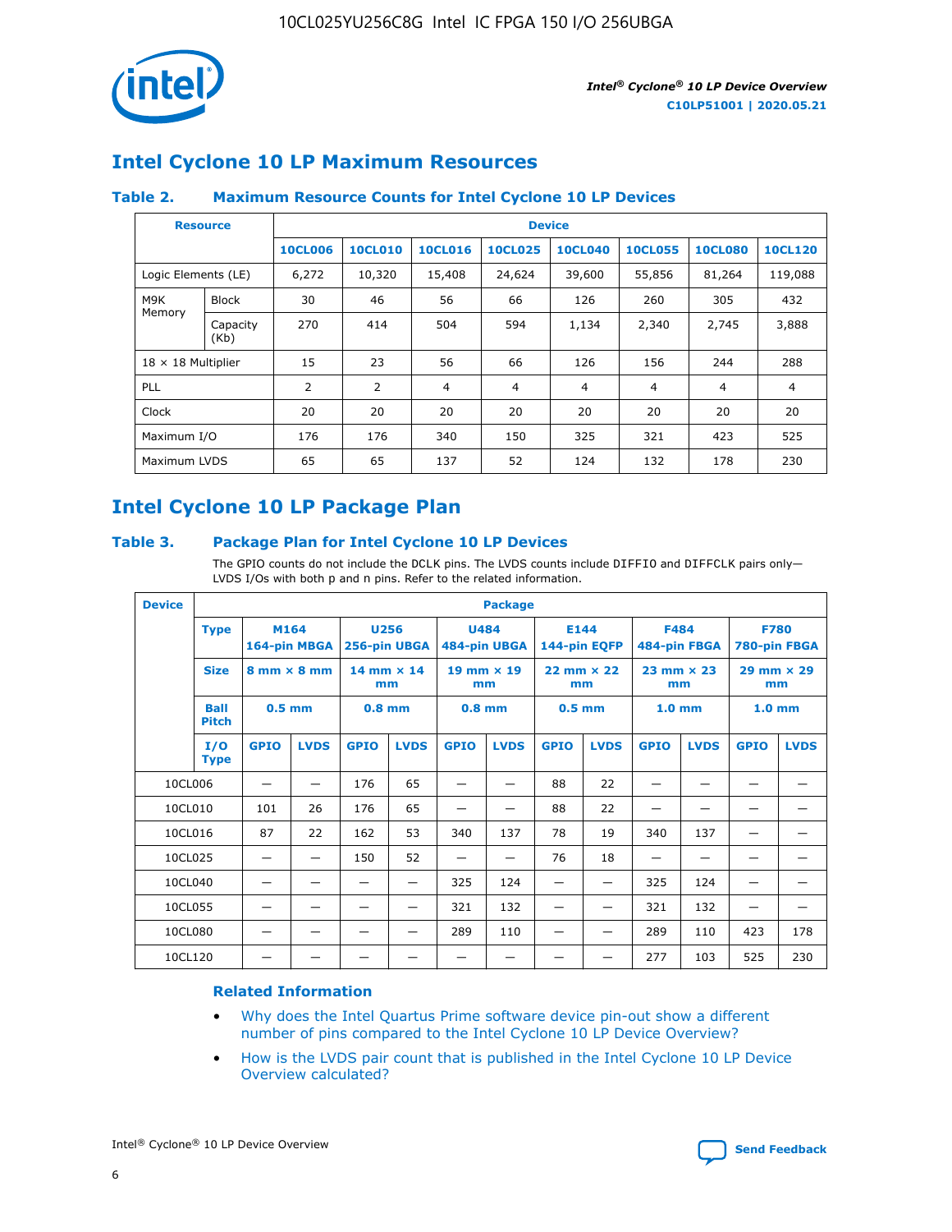# Intel Cyclone 10 LP Maximum Resources

### Table 2. Maximum Resource Counts for Intel Cyclone 10 LP Devices

| Resource | | Device | | | | | | | |
|---|---|---|---|---|---|---|---|---|---|
| | | 10CL006 | 10CL010 | 10CL016 | 10CL025 | 10CL040 | 10CL055 | 10CL080 | 10CL120 |
| Logic Elements (LE) | | 6,272 | 10,320 | 15,408 | 24,624 | 39,600 | 55,856 | 81,264 | 119,088 |
| M9K Memory | Block | 30 | 46 | 56 | 66 | 126 | 260 | 305 | 432 |
| | Capacity (Kb) | 270 | 414 | 504 | 594 | 1,134 | 2,340 | 2,745 | 3,888 |
| 18 × 18 Multiplier | | 15 | 23 | 56 | 66 | 126 | 156 | 244 | 288 |
| PLL | | 2 | 2 | 4 | 4 | 4 | 4 | 4 | 4 |
| Clock | | 20 | 20 | 20 | 20 | 20 | 20 | 20 | 20 |
| Maximum I/O | | 176 | 176 | 340 | 150 | 325 | 321 | 423 | 525 |
| Maximum LVDS | | 65 | 65 | 137 | 52 | 124 | 132 | 178 | 230 |

# Intel Cyclone 10 LP Package Plan

### Table 3. Package Plan for Intel Cyclone 10 LP Devices

The GPIO counts do not include the DCLK pins. The LVDS counts include DIFFIO and DIFFCLK pairs only—LVDS I/Os with both p and n pins. Refer to the related information.

| Device | Package | | | | | | | | | | | |
|---|---|---|---|---|---|---|---|---|---|---|---|---|
| Type | M164 164-pin MBGA | | U256 256-pin UBGA | | U484 484-pin UBGA | | E144 144-pin EQFP | | F484 484-pin FBGA | | F780 780-pin FBGA | |
| Size | 8 mm × 8 mm | | 14 mm × 14 mm | | 19 mm × 19 mm | | 22 mm × 22 mm | | 23 mm × 23 mm | | 29 mm × 29 mm | |
| Ball Pitch | 0.5 mm | | 0.8 mm | | 0.8 mm | | 0.5 mm | | 1.0 mm | | 1.0 mm | |
| I/O Type | GPIO | LVDS | GPIO | LVDS | GPIO | LVDS | GPIO | LVDS | GPIO | LVDS | GPIO | LVDS |
| 10CL006 | — | — | 176 | 65 | — | — | 88 | 22 | — | — | — | — |
| 10CL010 | 101 | 26 | 176 | 65 | — | — | 88 | 22 | — | — | — | — |
| 10CL016 | 87 | 22 | 162 | 53 | 340 | 137 | 78 | 19 | 340 | 137 | — | — |
| 10CL025 | — | — | 150 | 52 | — | — | 76 | 18 | — | — | — | — |
| 10CL040 | — | — | — | — | 325 | 124 | — | — | 325 | 124 | — | — |
| 10CL055 | — | — | — | — | 321 | 132 | — | — | 321 | 132 | — | — |
| 10CL080 | — | — | — | — | 289 | 110 | — | — | 289 | 110 | 423 | 178 |
| 10CL120 | — | — | — | — | — | — | — | — | 277 | 103 | 525 | 230 |

## Related Information

- Why does the Intel Quartus Prime software device pin-out show a different number of pins compared to the Intel Cyclone 10 LP Device Overview?
- How is the LVDS pair count that is published in the Intel Cyclone 10 LP Device Overview calculated?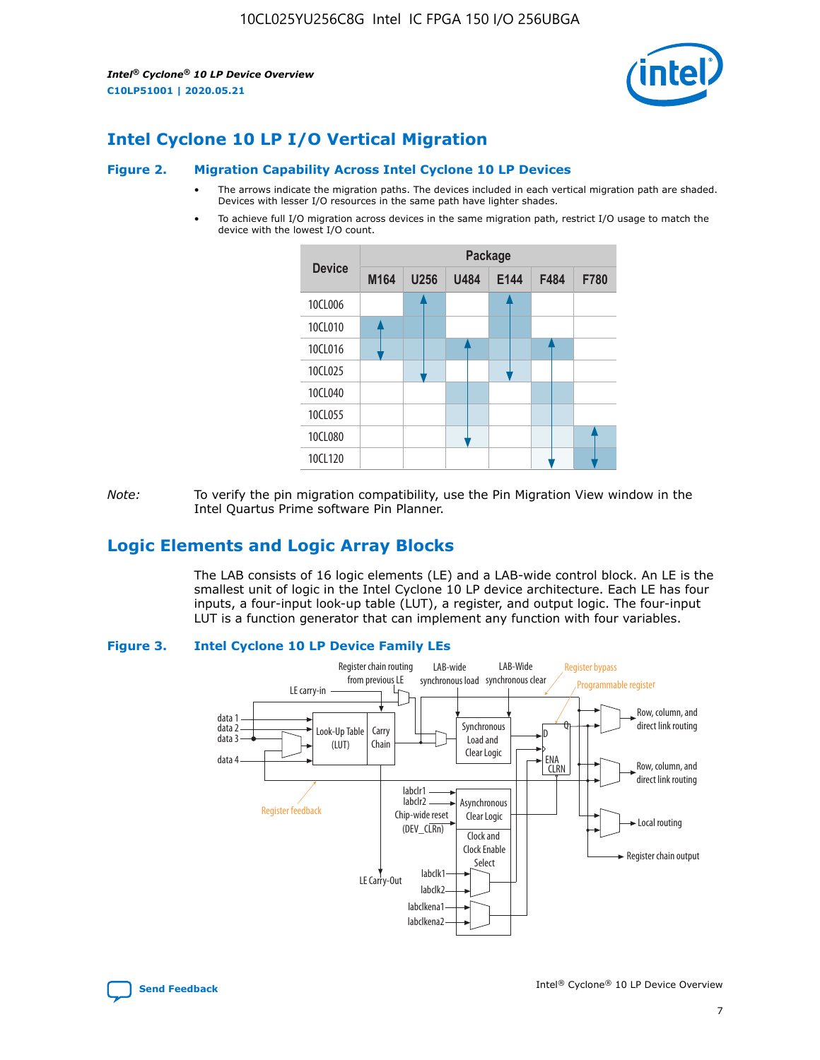## Intel Cyclone 10 LP I/O Vertical Migration

**Figure 2. Migration Capability Across Intel Cyclone 10 LP Devices**

- The arrows indicate the migration paths. The devices included in each vertical migration path are shaded. Devices with lesser I/O resources in the same path have lighter shades.
- To achieve full I/O migration across devices in the same migration path, restrict I/O usage to match the device with the lowest I/O count.

| Device | Package | | | | | |
|---|---|---|---|---|---|---|
| | M164 | U256 | U484 | E144 | F484 | F780 |
| 10CL006 | | | | | | |
| 10CL010 | | | | | | |
| 10CL016 | | | | | | |
| 10CL025 | | | | | | |
| 10CL040 | | | | | | |
| 10CL055 | | | | | | |
| 10CL080 | | | | | | |
| 10CL120 | | | | | | |

*Note:* To verify the pin migration compatibility, use the Pin Migration View window in the Intel Quartus Prime software Pin Planner.

## Logic Elements and Logic Array Blocks

The LAB consists of 16 logic elements (LE) and a LAB-wide control block. An LE is the smallest unit of logic in the Intel Cyclone 10 LP device architecture. Each LE has four inputs, a four-input look-up table (LUT), a register, and output logic. The four-input LUT is a function generator that can implement any function with four variables.

**Figure 3. Intel Cyclone 10 LP Device Family LEs**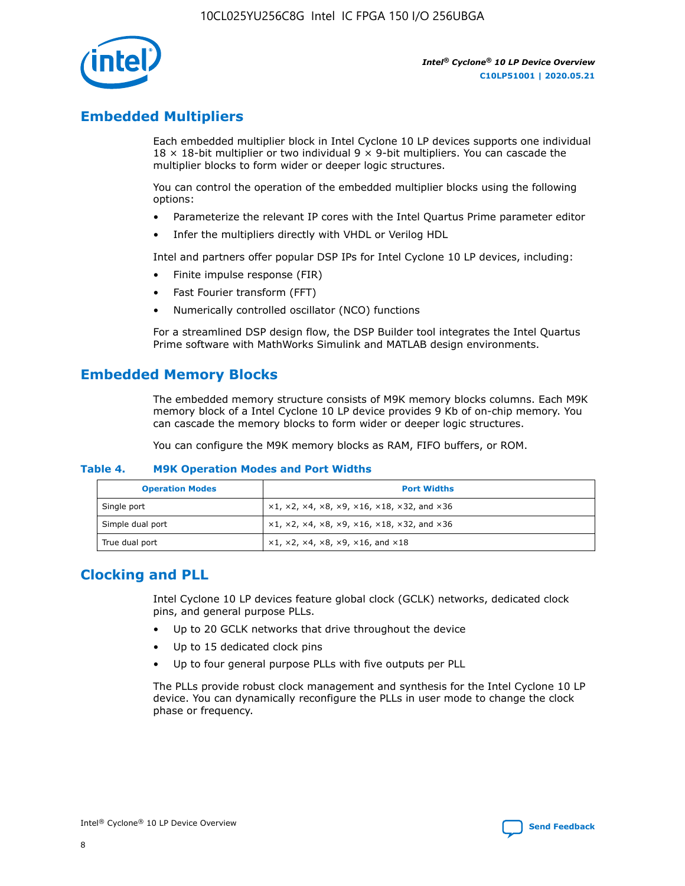## Embedded Multipliers

Each embedded multiplier block in Intel Cyclone 10 LP devices supports one individual 18 × 18-bit multiplier or two individual 9 × 9-bit multipliers. You can cascade the multiplier blocks to form wider or deeper logic structures.

You can control the operation of the embedded multiplier blocks using the following options:

- Parameterize the relevant IP cores with the Intel Quartus Prime parameter editor
- Infer the multipliers directly with VHDL or Verilog HDL

Intel and partners offer popular DSP IPs for Intel Cyclone 10 LP devices, including:

- Finite impulse response (FIR)
- Fast Fourier transform (FFT)
- Numerically controlled oscillator (NCO) functions

For a streamlined DSP design flow, the DSP Builder tool integrates the Intel Quartus Prime software with MathWorks Simulink and MATLAB design environments.

## Embedded Memory Blocks

The embedded memory structure consists of M9K memory blocks columns. Each M9K memory block of a Intel Cyclone 10 LP device provides 9 Kb of on-chip memory. You can cascade the memory blocks to form wider or deeper logic structures.

You can configure the M9K memory blocks as RAM, FIFO buffers, or ROM.

**Table 4. M9K Operation Modes and Port Widths**

| Operation Modes | Port Widths |
| --- | --- |
| Single port | ×1, ×2, ×4, ×8, ×9, ×16, ×18, ×32, and ×36 |
| Simple dual port | ×1, ×2, ×4, ×8, ×9, ×16, ×18, ×32, and ×36 |
| True dual port | ×1, ×2, ×4, ×8, ×9, ×16, and ×18 |

## Clocking and PLL

Intel Cyclone 10 LP devices feature global clock (GCLK) networks, dedicated clock pins, and general purpose PLLs.

- Up to 20 GCLK networks that drive throughout the device
- Up to 15 dedicated clock pins
- Up to four general purpose PLLs with five outputs per PLL

The PLLs provide robust clock management and synthesis for the Intel Cyclone 10 LP device. You can dynamically reconfigure the PLLs in user mode to change the clock phase or frequency.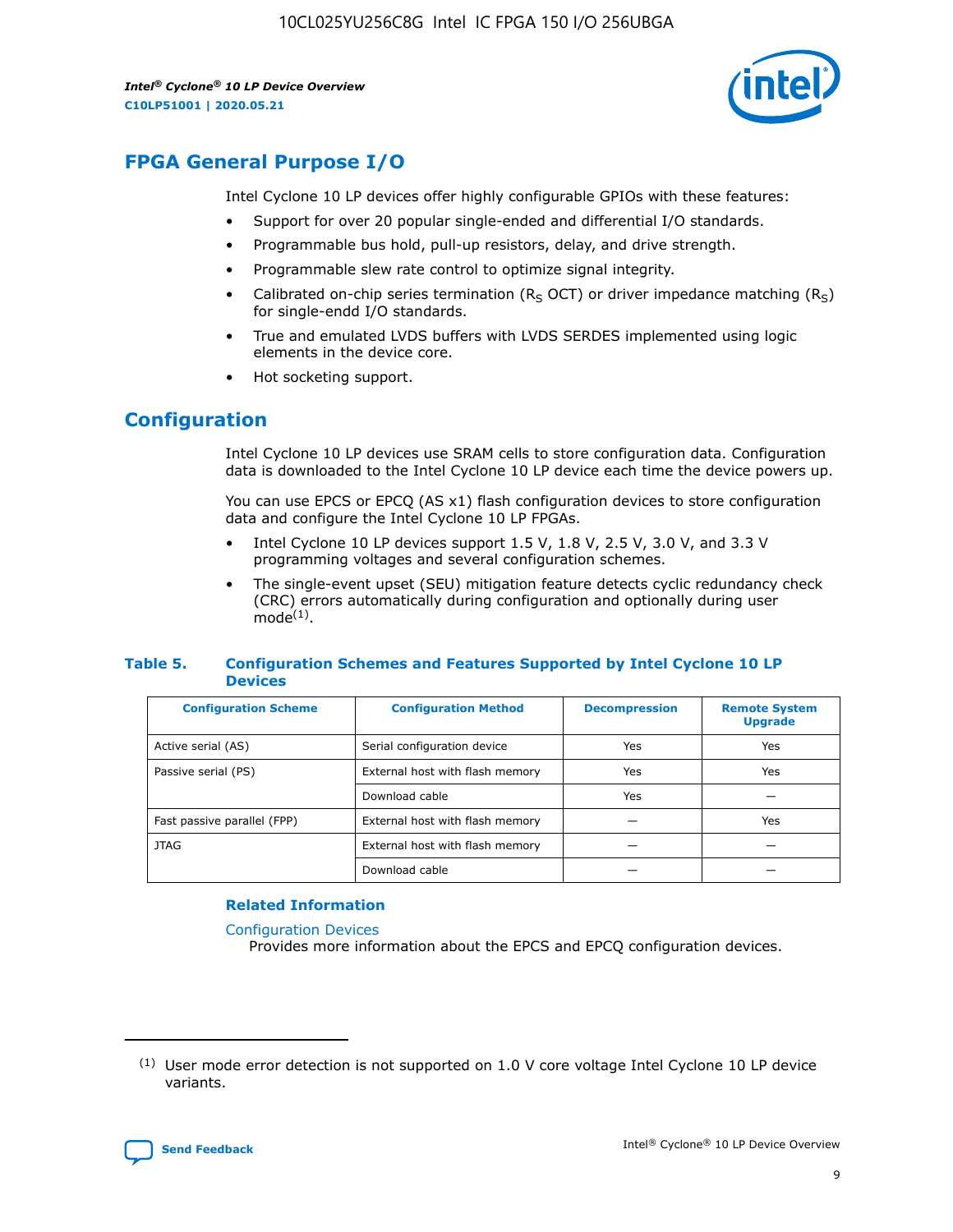## FPGA General Purpose I/O

Intel Cyclone 10 LP devices offer highly configurable GPIOs with these features:

- Support for over 20 popular single-ended and differential I/O standards.
- Programmable bus hold, pull-up resistors, delay, and drive strength.
- Programmable slew rate control to optimize signal integrity.
- Calibrated on-chip series termination ($R_S$ OCT) or driver impedance matching ($R_S$) for single-endd I/O standards.
- True and emulated LVDS buffers with LVDS SERDES implemented using logic elements in the device core.
- Hot socketing support.

## Configuration

Intel Cyclone 10 LP devices use SRAM cells to store configuration data. Configuration data is downloaded to the Intel Cyclone 10 LP device each time the device powers up.

You can use EPCS or EPCQ (AS x1) flash configuration devices to store configuration data and configure the Intel Cyclone 10 LP FPGAs.

- Intel Cyclone 10 LP devices support 1.5 V, 1.8 V, 2.5 V, 3.0 V, and 3.3 V programming voltages and several configuration schemes.
- The single-event upset (SEU) mitigation feature detects cyclic redundancy check (CRC) errors automatically during configuration and optionally during user mode[(1)].

**Table 5. Configuration Schemes and Features Supported by Intel Cyclone 10 LP Devices**

| Configuration Scheme | Configuration Method | Decompression | Remote System Upgrade |
|---|---|---|---|
| Active serial (AS) | Serial configuration device | Yes | Yes |
| Passive serial (PS) | External host with flash memory | Yes | Yes |
| | Download cable | Yes | — |
| Fast passive parallel (FPP) | External host with flash memory | — | Yes |
| JTAG | External host with flash memory | — | — |
| | Download cable | — | — |

### Related Information

Configuration Devices
Provides more information about the EPCS and EPCQ configuration devices.

(1) User mode error detection is not supported on 1.0 V core voltage Intel Cyclone 10 LP device variants.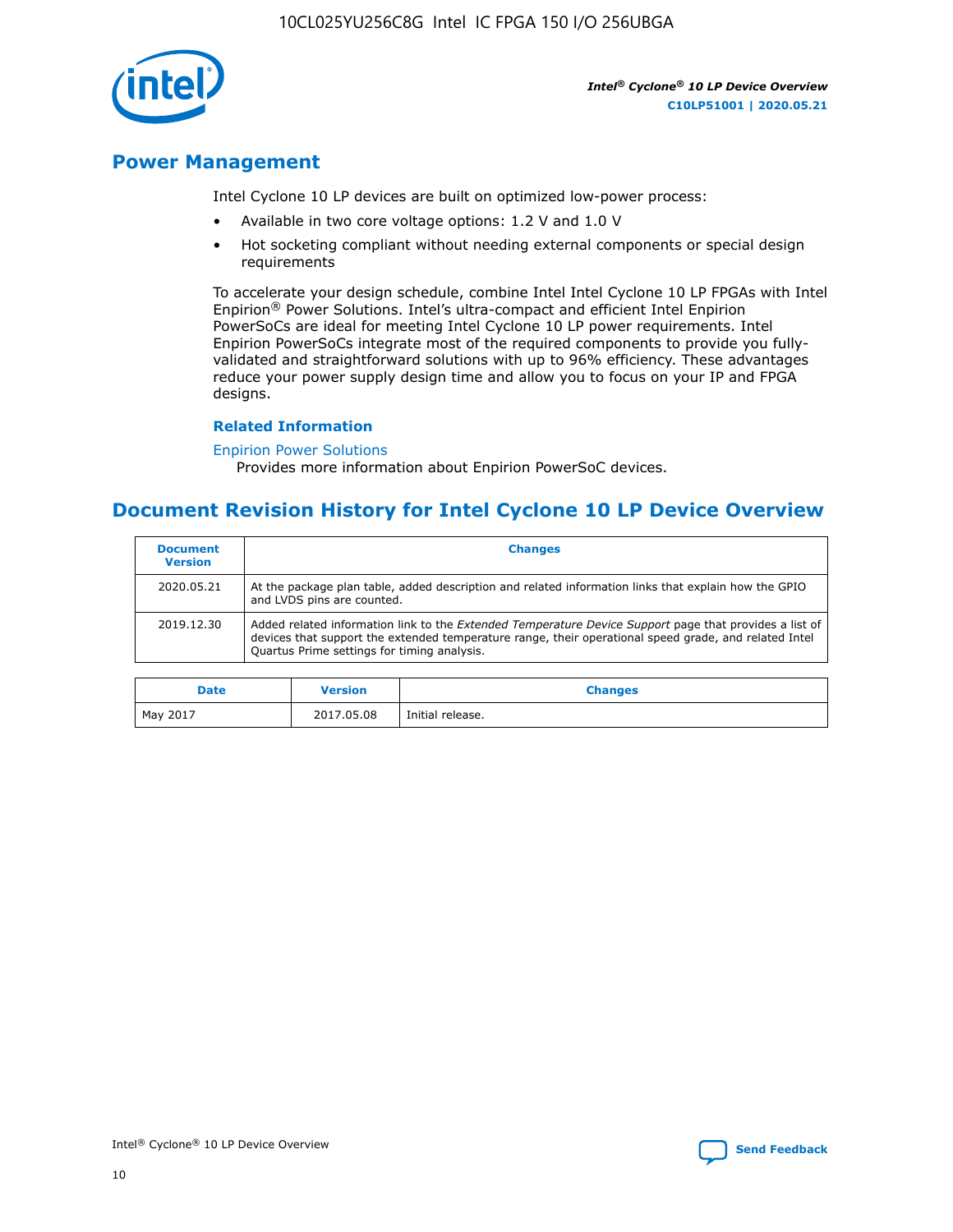## Power Management

Intel Cyclone 10 LP devices are built on optimized low-power process:

- Available in two core voltage options: 1.2 V and 1.0 V
- Hot socketing compliant without needing external components or special design requirements

To accelerate your design schedule, combine Intel Intel Cyclone 10 LP FPGAs with Intel Enpirion® Power Solutions. Intel's ultra-compact and efficient Intel Enpirion PowerSoCs are ideal for meeting Intel Cyclone 10 LP power requirements. Intel Enpirion PowerSoCs integrate most of the required components to provide you fully-validated and straightforward solutions with up to 96% efficiency. These advantages reduce your power supply design time and allow you to focus on your IP and FPGA designs.

### Related Information

Enpirion Power Solutions
Provides more information about Enpirion PowerSoC devices.

## Document Revision History for Intel Cyclone 10 LP Device Overview

| Document Version | Changes |
| --- | --- |
| 2020.05.21 | At the package plan table, added description and related information links that explain how the GPIO and LVDS pins are counted. |
| 2019.12.30 | Added related information link to the *Extended Temperature Device Support* page that provides a list of devices that support the extended temperature range, their operational speed grade, and related Intel Quartus Prime settings for timing analysis. |

| Date | Version | Changes |
| --- | --- | --- |
| May 2017 | 2017.05.08 | Initial release. |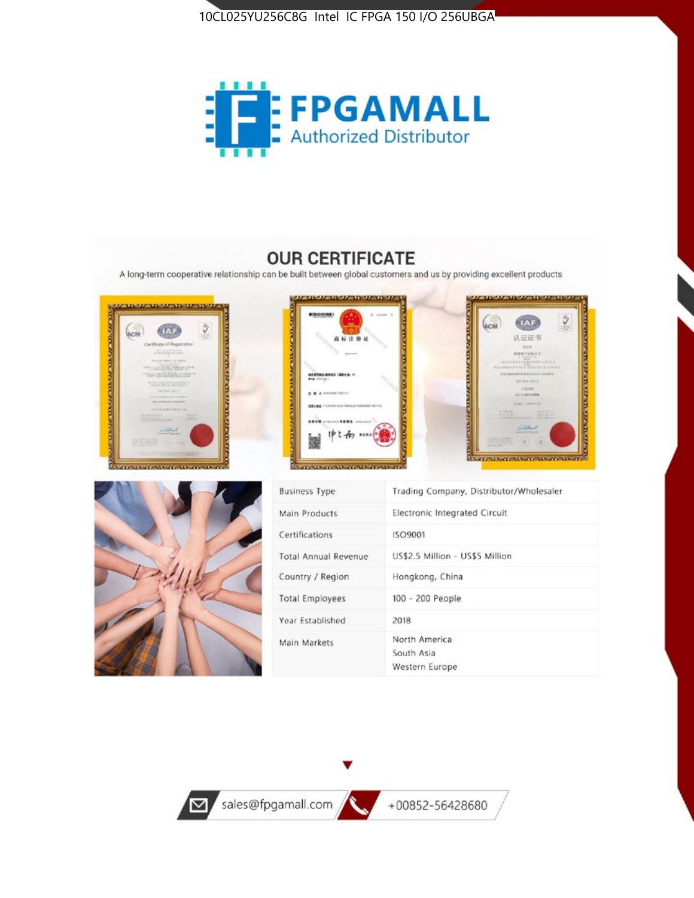FPGAMALL
Authorized Distributor

## OUR CERTIFICATE

A long-term cooperative relationship can be built between global customers and us by providing excellent products

| | |
|---|---|
| Business Type | Trading Company, Distributor/Wholesaler |
| Main Products | Electronic Integrated Circuit |
| Certifications | ISO9001 |
| Total Annual Revenue | US$2.5 Million - US$5 Million |
| Country / Region | Hongkong, China |
| Total Employees | 100 - 200 People |
| Year Established | 2018 |
| Main Markets | North America<br>South Asia<br>Western Europe |

sales@fpgamall.com

+00852-56428680